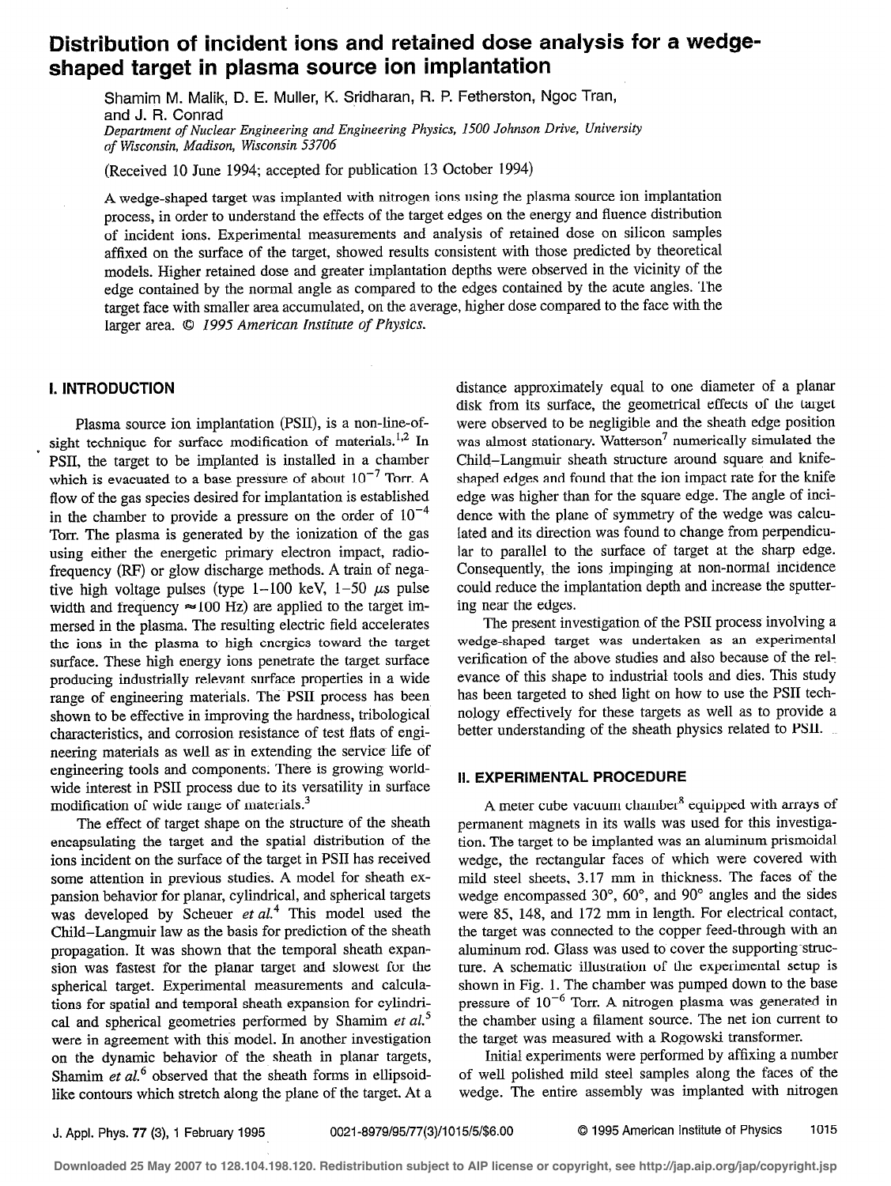# Distribution of incident ions and retained dose analysis for a wedge-shaped target in plasma source ion implantation

Shamim M. Malik, D. E. Muller, K. Sridharan, R. P. Fetherston, Ngoc Tran, and J. R. Conrad

*Department of Nuclear Engineering and Engineering Physics, 1500 Johnson Drive, University of Wisconsin, Madison, Wisconsin 53706*

(Received 10 June 1994; accepted for publication 13 October 1994)

A wedge-shaped target was implanted with nitrogen ions using the plasma source ion implantation process, in order to understand the effects of the target edges on the energy and fluence distribution of incident ions. Experimental measurements and analysis of retained dose on silicon samples affixed on the surface of the target, showed results consistent with those predicted by theoretical models. Higher retained dose and greater implantation depths were observed in the vicinity of the edge contained by the normal angle as compared to the edges contained by the acute angles. The target face with smaller area accumulated, on the average, higher dose compared to the face with the larger area. © *1995 American Institute of Physics.*

## I. INTRODUCTION

Plasma source ion implantation (PSII), is a non-line-of-sight technique for surface modification of materials.[1,2] In PSII, the target to be implanted is installed in a chamber which is evacuated to a base pressure of about $10^{-7}$ Torr. A flow of the gas species desired for implantation is established in the chamber to provide a pressure on the order of $10^{-4}$ Torr. The plasma is generated by the ionization of the gas using either the energetic primary electron impact, radio-frequency (RF) or glow discharge methods. A train of negative high voltage pulses (type 1–100 keV, 1–50 $\mu$s pulse width and frequency $\approx$100 Hz) are applied to the target immersed in the plasma. The resulting electric field accelerates the ions in the plasma to high energies toward the target surface. These high energy ions penetrate the target surface producing industrially relevant surface properties in a wide range of engineering materials. The PSII process has been shown to be effective in improving the hardness, tribological characteristics, and corrosion resistance of test flats of engineering materials as well as in extending the service life of engineering tools and components. There is growing worldwide interest in PSII process due to its versatility in surface modification of wide range of materials.[3]

The effect of target shape on the structure of the sheath encapsulating the target and the spatial distribution of the ions incident on the surface of the target in PSII has received some attention in previous studies. A model for sheath expansion behavior for planar, cylindrical, and spherical targets was developed by Scheuer *et al.*[4] This model used the Child–Langmuir law as the basis for prediction of the sheath propagation. It was shown that the temporal sheath expansion was fastest for the planar target and slowest for the spherical target. Experimental measurements and calculations for spatial and temporal sheath expansion for cylindrical and spherical geometries performed by Shamim *et al.*[5] were in agreement with this model. In another investigation on the dynamic behavior of the sheath in planar targets, Shamim *et al.*[6] observed that the sheath forms in ellipsoid-like contours which stretch along the plane of the target. At a distance approximately equal to one diameter of a planar disk from its surface, the geometrical effects of the target were observed to be negligible and the sheath edge position was almost stationary. Watterson[7] numerically simulated the Child–Langmuir sheath structure around square and knife-shaped edges and found that the ion impact rate for the knife edge was higher than for the square edge. The angle of incidence with the plane of symmetry of the wedge was calculated and its direction was found to change from perpendicular to parallel to the surface of target at the sharp edge. Consequently, the ions impinging at non-normal incidence could reduce the implantation depth and increase the sputtering near the edges.

The present investigation of the PSII process involving a wedge-shaped target was undertaken as an experimental verification of the above studies and also because of the relevance of this shape to industrial tools and dies. This study has been targeted to shed light on how to use the PSII technology effectively for these targets as well as to provide a better understanding of the sheath physics related to PSII.

## II. EXPERIMENTAL PROCEDURE

A meter cube vacuum chamber[8] equipped with arrays of permanent magnets in its walls was used for this investigation. The target to be implanted was an aluminum prismoidal wedge, the rectangular faces of which were covered with mild steel sheets, 3.17 mm in thickness. The faces of the wedge encompassed 30°, 60°, and 90° angles and the sides were 85, 148, and 172 mm in length. For electrical contact, the target was connected to the copper feed-through with an aluminum rod. Glass was used to cover the supporting structure. A schematic illustration of the experimental setup is shown in Fig. 1. The chamber was pumped down to the base pressure of $10^{-6}$ Torr. A nitrogen plasma was generated in the chamber using a filament source. The net ion current to the target was measured with a Rogowski transformer.

Initial experiments were performed by affixing a number of well polished mild steel samples along the faces of the wedge. The entire assembly was implanted with nitrogen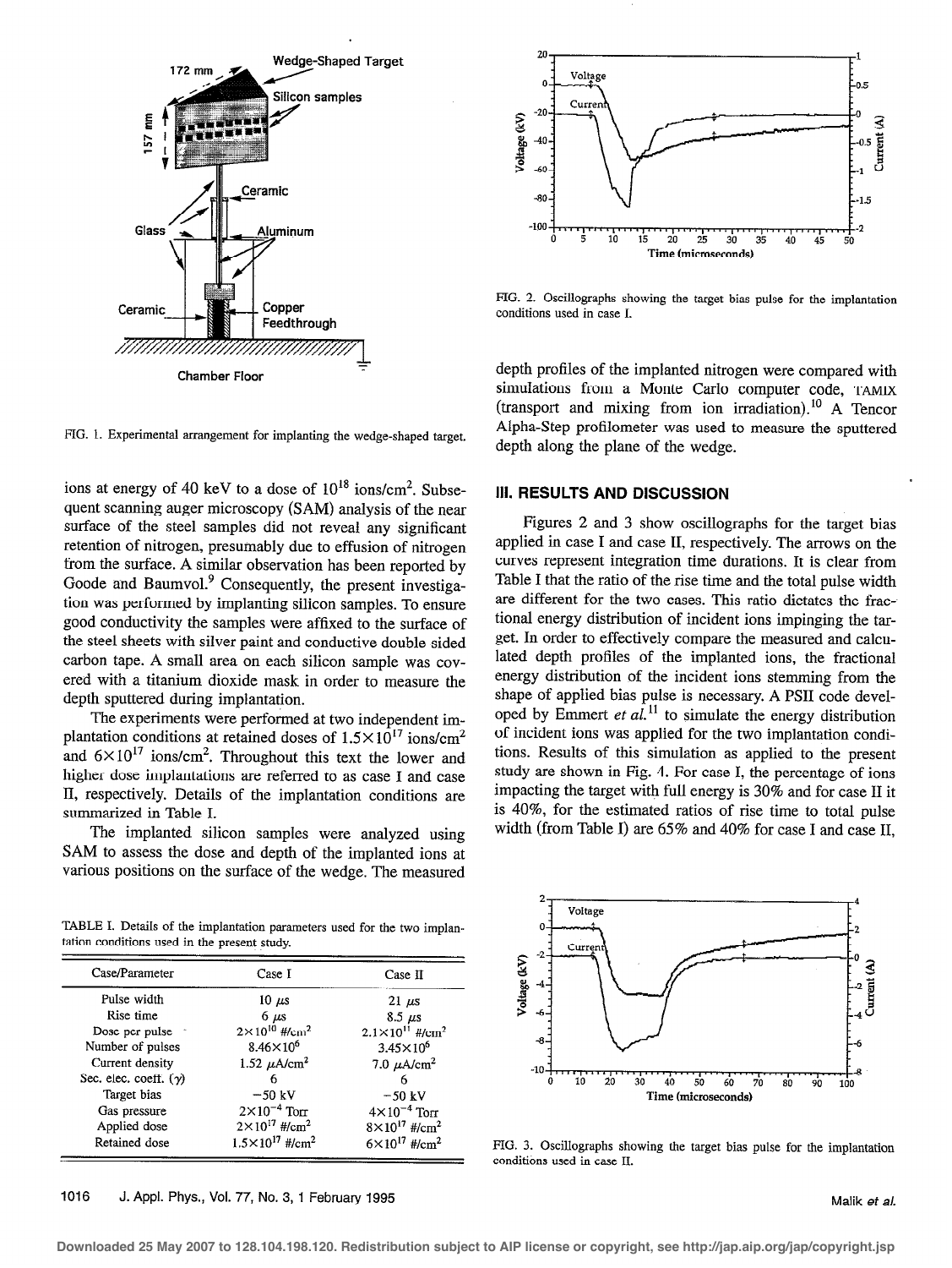FIG. 1. Experimental arrangement for implanting the wedge-shaped target.

ions at energy of 40 keV to a dose of $10^{18}$ ions/cm$^2$. Subsequent scanning auger microscopy (SAM) analysis of the near surface of the steel samples did not reveal any significant retention of nitrogen, presumably due to effusion of nitrogen from the surface. A similar observation has been reported by Goode and Baumvol.[9] Consequently, the present investigation was performed by implanting silicon samples. To ensure good conductivity the samples were affixed to the surface of the steel sheets with silver paint and conductive double sided carbon tape. A small area on each silicon sample was covered with a titanium dioxide mask in order to measure the depth sputtered during implantation.

The experiments were performed at two independent implantation conditions at retained doses of $1.5\times10^{17}$ ions/cm$^2$ and $6\times10^{17}$ ions/cm$^2$. Throughout this text the lower and higher dose implantations are referred to as case I and case II, respectively. Details of the implantation conditions are summarized in Table I.

The implanted silicon samples were analyzed using SAM to assess the dose and depth of the implanted ions at various positions on the surface of the wedge. The measured depth profiles of the implanted nitrogen were compared with simulations from a Monte Carlo computer code, TAMIX (transport and mixing from ion irradiation).[10] A Tencor Alpha-Step profilometer was used to measure the sputtered depth along the plane of the wedge.

TABLE I. Details of the implantation parameters used for the two implantation conditions used in the present study.

| Case/Parameter | Case I | Case II |
|---|---|---|
| Pulse width | 10 $\mu$s | 21 $\mu$s |
| Rise time | 6 $\mu$s | 8.5 $\mu$s |
| Dose per pulse | $2\times10^{10}$ #/cm$^2$ | $2.1\times10^{11}$ #/cm$^2$ |
| Number of pulses | $8.46\times10^6$ | $3.45\times10^6$ |
| Current density | 1.52 $\mu$A/cm$^2$ | 7.0 $\mu$A/cm$^2$ |
| Sec. elec. coeff. ($\gamma$) | 6 | 6 |
| Target bias | $-50$ kV | $-50$ kV |
| Gas pressure | $2\times10^{-4}$ Torr | $4\times10^{-4}$ Torr |
| Applied dose | $2\times10^{17}$ #/cm$^2$ | $8\times10^{17}$ #/cm$^2$ |
| Retained dose | $1.5\times10^{17}$ #/cm$^2$ | $6\times10^{17}$ #/cm$^2$ |

FIG. 2. Oscillographs showing the target bias pulse for the implantation conditions used in case I.

## III. RESULTS AND DISCUSSION

Figures 2 and 3 show oscillographs for the target bias applied in case I and case II, respectively. The arrows on the curves represent integration time durations. It is clear from Table I that the ratio of the rise time and the total pulse width are different for the two cases. This ratio dictates the fractional energy distribution of incident ions impinging the target. In order to effectively compare the measured and calculated depth profiles of the implanted ions, the fractional energy distribution of the incident ions stemming from the shape of applied bias pulse is necessary. A PSII code developed by Emmert *et al.*[11] to simulate the energy distribution of incident ions was applied for the two implantation conditions. Results of this simulation as applied to the present study are shown in Fig. 4. For case I, the percentage of ions impacting the target with full energy is 30% and for case II it is 40%, for the estimated ratios of rise time to total pulse width (from Table I) are 65% and 40% for case I and case II,

FIG. 3. Oscillographs showing the target bias pulse for the implantation conditions used in case II.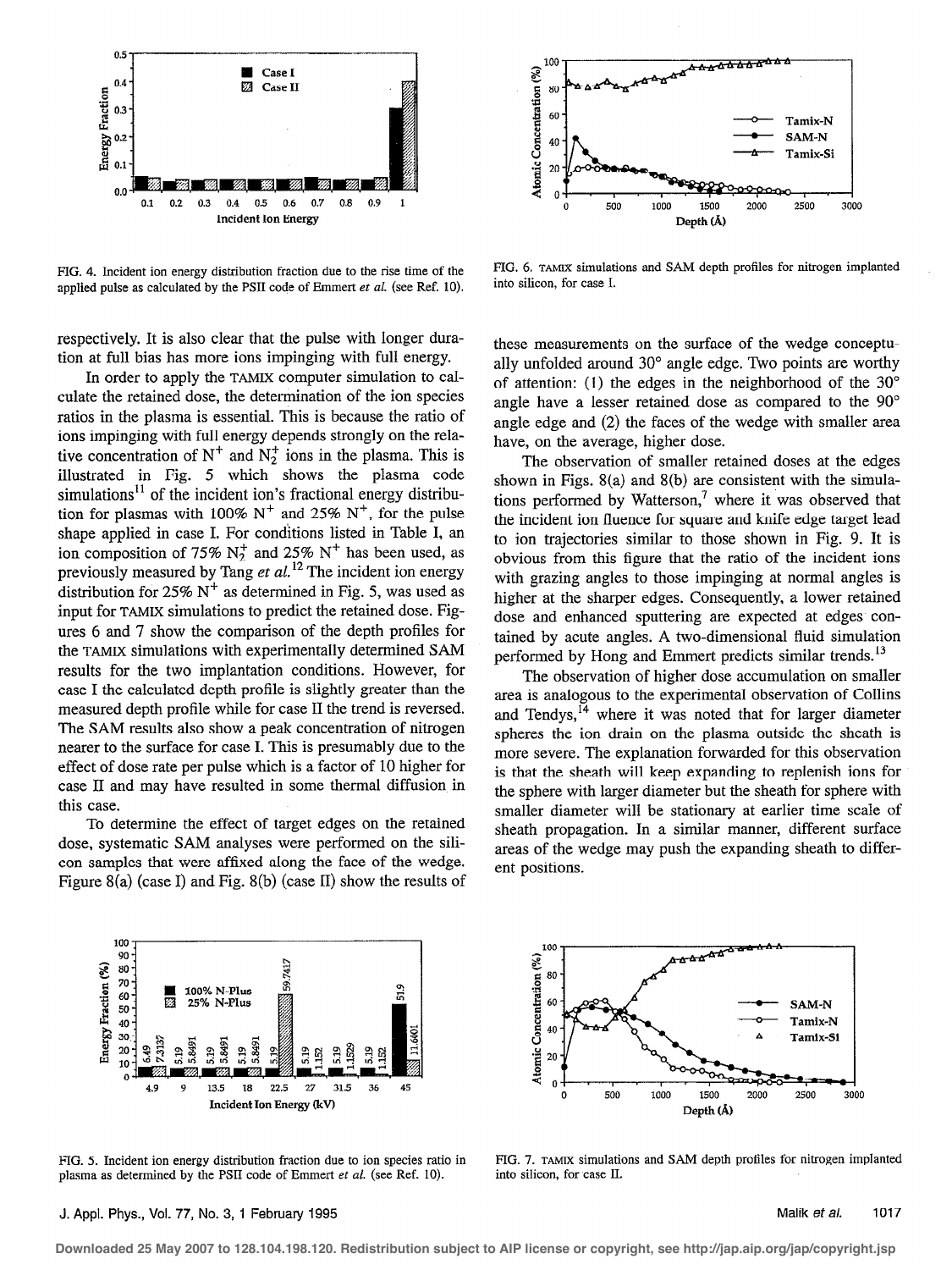FIG. 4. Incident ion energy distribution fraction due to the rise time of the applied pulse as calculated by the PSII code of Emmert *et al.* (see Ref. 10).

FIG. 6. TAMIX simulations and SAM depth profiles for nitrogen implanted into silicon, for case I.

respectively. It is also clear that the pulse with longer duration at full bias has more ions impinging with full energy.

In order to apply the TAMIX computer simulation to calculate the retained dose, the determination of the ion species ratios in the plasma is essential. This is because the ratio of ions impinging with full energy depends strongly on the relative concentration of $N^+$ and $N_2^+$ ions in the plasma. This is illustrated in Fig. 5 which shows the plasma code simulations[11] of the incident ion's fractional energy distribution for plasmas with 100% $N^+$ and 25% $N^+$, for the pulse shape applied in case I. For conditions listed in Table I, an ion composition of 75% $N_2^+$ and 25% $N^+$ has been used, as previously measured by Tang *et al.*[12] The incident ion energy distribution for 25% $N^+$ as determined in Fig. 5, was used as input for TAMIX simulations to predict the retained dose. Figures 6 and 7 show the comparison of the depth profiles for the TAMIX simulations with experimentally determined SAM results for the two implantation conditions. However, for case I the calculated depth profile is slightly greater than the measured depth profile while for case II the trend is reversed. The SAM results also show a peak concentration of nitrogen nearer to the surface for case I. This is presumably due to the effect of dose rate per pulse which is a factor of 10 higher for case II and may have resulted in some thermal diffusion in this case.

To determine the effect of target edges on the retained dose, systematic SAM analyses were performed on the silicon samples that were affixed along the face of the wedge. Figure 8(a) (case I) and Fig. 8(b) (case II) show the results of these measurements on the surface of the wedge conceptually unfolded around 30° angle edge. Two points are worthy of attention: (1) the edges in the neighborhood of the 30° angle have a lesser retained dose as compared to the 90° angle edge and (2) the faces of the wedge with smaller area have, on the average, higher dose.

The observation of smaller retained doses at the edges shown in Figs. 8(a) and 8(b) are consistent with the simulations performed by Watterson,[7] where it was observed that the incident ion fluence for square and knife edge target lead to ion trajectories similar to those shown in Fig. 9. It is obvious from this figure that the ratio of the incident ions with grazing angles to those impinging at normal angles is higher at the sharper edges. Consequently, a lower retained dose and enhanced sputtering are expected at edges contained by acute angles. A two-dimensional fluid simulation performed by Hong and Emmert predicts similar trends.[13]

The observation of higher dose accumulation on smaller area is analogous to the experimental observation of Collins and Tendys,[14] where it was noted that for larger diameter spheres the ion drain on the plasma outside the sheath is more severe. The explanation forwarded for this observation is that the sheath will keep expanding to replenish ions for the sphere with larger diameter but the sheath for sphere with smaller diameter will be stationary at earlier time scale of sheath propagation. In a similar manner, different surface areas of the wedge may push the expanding sheath to different positions.

FIG. 5. Incident ion energy distribution fraction due to ion species ratio in plasma as determined by the PSII code of Emmert *et al.* (see Ref. 10).

FIG. 7. TAMIX simulations and SAM depth profiles for nitrogen implanted into silicon, for case II.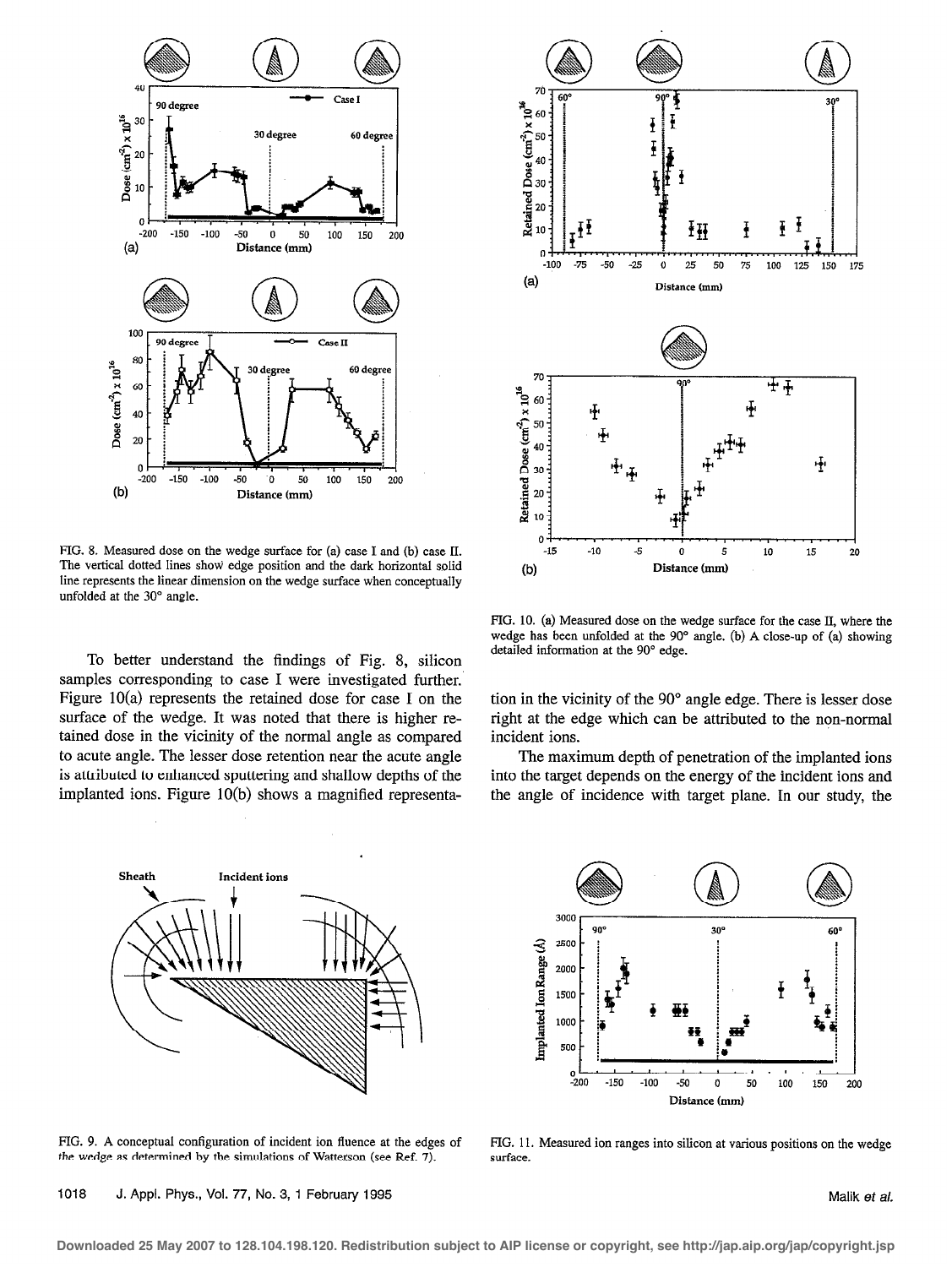FIG. 8. Measured dose on the wedge surface for (a) case I and (b) case II. The vertical dotted lines show edge position and the dark horizontal solid line represents the linear dimension on the wedge surface when conceptually unfolded at the 30° angle.

FIG. 10. (a) Measured dose on the wedge surface for the case II, where the wedge has been unfolded at the 90° angle. (b) A close-up of (a) showing detailed information at the 90° edge.

To better understand the findings of Fig. 8, silicon samples corresponding to case I were investigated further. Figure 10(a) represents the retained dose for case I on the surface of the wedge. It was noted that there is higher retained dose in the vicinity of the normal angle as compared to acute angle. The lesser dose retention near the acute angle is attributed to enhanced sputtering and shallow depths of the implanted ions. Figure 10(b) shows a magnified representation in the vicinity of the 90° angle edge. There is lesser dose right at the edge which can be attributed to the non-normal incident ions.

The maximum depth of penetration of the implanted ions into the target depends on the energy of the incident ions and the angle of incidence with target plane. In our study, the

FIG. 9. A conceptual configuration of incident ion fluence at the edges of the wedge as determined by the simulations of Watterson (see Ref. 7).

FIG. 11. Measured ion ranges into silicon at various positions on the wedge surface.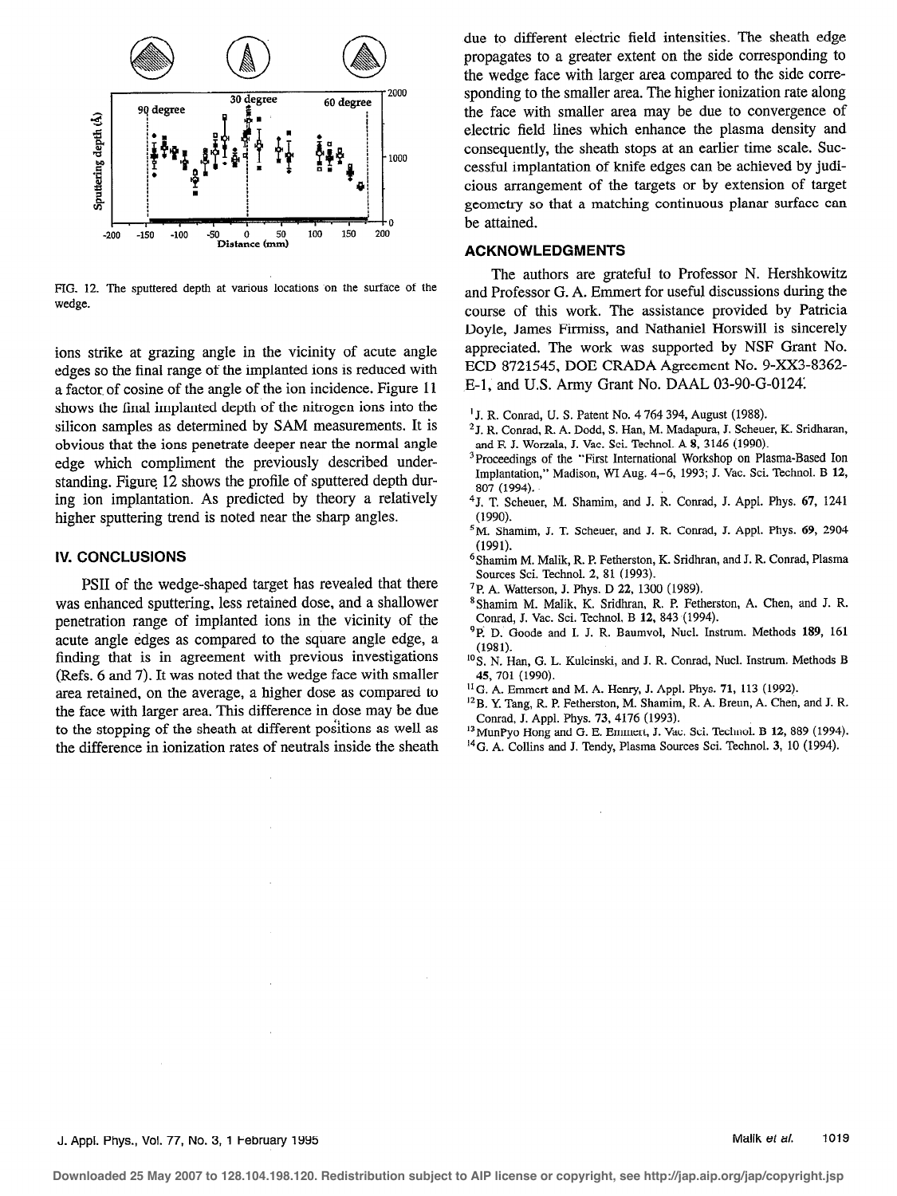90 degree

30 degree

60 degree

Sputtering depth (Å)

2000

1000

0

-200 -150 -100 -50 0 50 100 150 200

Distance (mm)

FIG. 12. The sputtered depth at various locations on the surface of the wedge.

ions strike at grazing angle in the vicinity of acute angle edges so the final range of the implanted ions is reduced with a factor of cosine of the angle of the ion incidence. Figure 11 shows the final implanted depth of the nitrogen ions into the silicon samples as determined by SAM measurements. It is obvious that the ions penetrate deeper near the normal angle edge which compliment the previously described understanding. Figure 12 shows the profile of sputtered depth during ion implantation. As predicted by theory a relatively higher sputtering trend is noted near the sharp angles.

## IV. CONCLUSIONS

PSII of the wedge-shaped target has revealed that there was enhanced sputtering, less retained dose, and a shallower penetration range of implanted ions in the vicinity of the acute angle edges as compared to the square angle edge, a finding that is in agreement with previous investigations (Refs. 6 and 7). It was noted that the wedge face with smaller area retained, on the average, a higher dose as compared to the face with larger area. This difference in dose may be due to the stopping of the sheath at different positions as well as the difference in ionization rates of neutrals inside the sheath due to different electric field intensities. The sheath edge propagates to a greater extent on the side corresponding to the wedge face with larger area compared to the side corresponding to the smaller area. The higher ionization rate along the face with smaller area may be due to convergence of electric field lines which enhance the plasma density and consequently, the sheath stops at an earlier time scale. Successful implantation of knife edges can be achieved by judicious arrangement of the targets or by extension of target geometry so that a matching continuous planar surface can be attained.

## ACKNOWLEDGMENTS

The authors are grateful to Professor N. Hershkowitz and Professor G. A. Emmert for useful discussions during the course of this work. The assistance provided by Patricia Doyle, James Firmiss, and Nathaniel Horswill is sincerely appreciated. The work was supported by NSF Grant No. ECD 8721545, DOE CRADA Agreement No. 9-XX3-8362-E-1, and U.S. Army Grant No. DAAL 03-90-G-0124.

[1] J. R. Conrad, U. S. Patent No. 4 764 394, August (1988).

[2] J. R. Conrad, R. A. Dodd, S. Han, M. Madapura, J. Scheuer, K. Sridharan, and F. J. Worzala, J. Vac. Sci. Technol. A **8**, 3146 (1990).

[3] Proceedings of the "First International Workshop on Plasma-Based Ion Implantation," Madison, WI Aug. 4–6, 1993; J. Vac. Sci. Technol. B **12**, 807 (1994).

[4] J. T. Scheuer, M. Shamim, and J. R. Conrad, J. Appl. Phys. **67**, 1241 (1990).

[5] M. Shamim, J. T. Scheuer, and J. R. Conrad, J. Appl. Phys. **69**, 2904 (1991).

[6] Shamim M. Malik, R. P. Fetherston, K. Sridhran, and J. R. Conrad, Plasma Sources Sci. Technol. 2, 81 (1993).

[7] P. A. Watterson, J. Phys. D **22**, 1300 (1989).

[8] Shamim M. Malik, K. Sridhran, R. P. Fetherston, A. Chen, and J. R. Conrad, J. Vac. Sci. Technol. B **12**, 843 (1994).

[9] P. D. Goode and I. J. R. Baumvol, Nucl. Instrum. Methods **189**, 161 (1981).

[10] S. N. Han, G. L. Kulcinski, and J. R. Conrad, Nucl. Instrum. Methods B **45**, 701 (1990).

[11] G. A. Emmert and M. A. Henry, J. Appl. Phys. **71**, 113 (1992).

[12] B. Y. Tang, R. P. Fetherston, M. Shamim, R. A. Breun, A. Chen, and J. R. Conrad, J. Appl. Phys. **73**, 4176 (1993).

[13] MunPyo Hong and G. E. Emmert, J. Vac. Sci. Technol. B **12**, 889 (1994).

[14] G. A. Collins and J. Tendy, Plasma Sources Sci. Technol. **3**, 10 (1994).